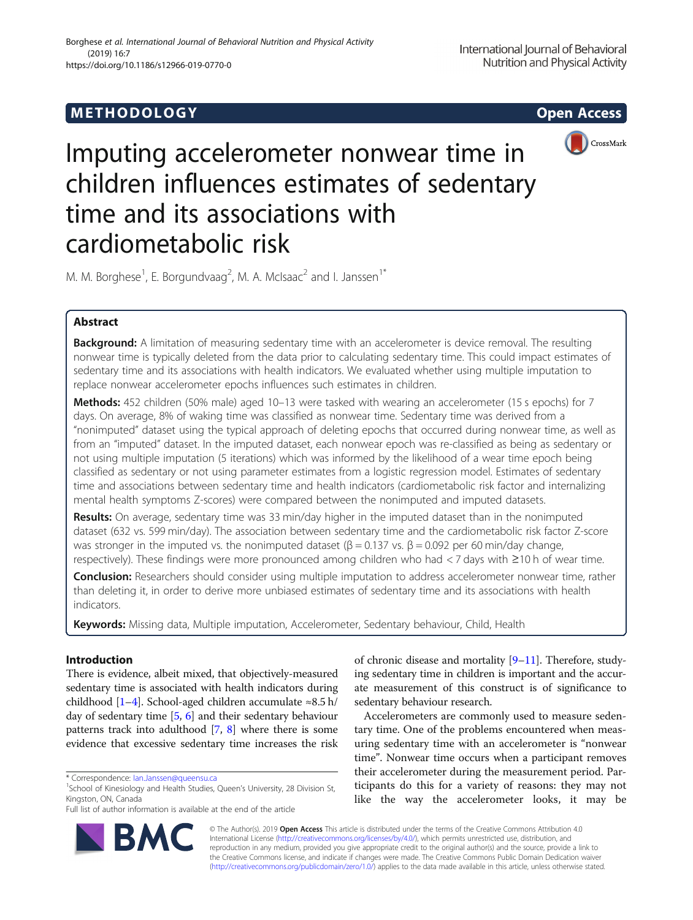METHODOLOGY

Open Access

# Imputing accelerometer nonwear time in children influences estimates of sedentary time and its associations with cardiometabolic risk

M. M. Borghese[1], E. Borgundvaag[2], M. A. McIsaac[2] and I. Janssen[1*]

## Abstract

**Background:** A limitation of measuring sedentary time with an accelerometer is device removal. The resulting nonwear time is typically deleted from the data prior to calculating sedentary time. This could impact estimates of sedentary time and its associations with health indicators. We evaluated whether using multiple imputation to replace nonwear accelerometer epochs influences such estimates in children.

**Methods:** 452 children (50% male) aged 10–13 were tasked with wearing an accelerometer (15 s epochs) for 7 days. On average, 8% of waking time was classified as nonwear time. Sedentary time was derived from a "nonimputed" dataset using the typical approach of deleting epochs that occurred during nonwear time, as well as from an "imputed" dataset. In the imputed dataset, each nonwear epoch was re-classified as being as sedentary or not using multiple imputation (5 iterations) which was informed by the likelihood of a wear time epoch being classified as sedentary or not using parameter estimates from a logistic regression model. Estimates of sedentary time and associations between sedentary time and health indicators (cardiometabolic risk factor and internalizing mental health symptoms Z-scores) were compared between the nonimputed and imputed datasets.

**Results:** On average, sedentary time was 33 min/day higher in the imputed dataset than in the nonimputed dataset (632 vs. 599 min/day). The association between sedentary time and the cardiometabolic risk factor Z-score was stronger in the imputed vs. the nonimputed dataset (β = 0.137 vs. β = 0.092 per 60 min/day change, respectively). These findings were more pronounced among children who had < 7 days with ≥10 h of wear time.

**Conclusion:** Researchers should consider using multiple imputation to address accelerometer nonwear time, rather than deleting it, in order to derive more unbiased estimates of sedentary time and its associations with health indicators.

**Keywords:** Missing data, Multiple imputation, Accelerometer, Sedentary behaviour, Child, Health

## Introduction

There is evidence, albeit mixed, that objectively-measured sedentary time is associated with health indicators during childhood [1–4]. School-aged children accumulate ≈8.5 h/day of sedentary time [5, 6] and their sedentary behaviour patterns track into adulthood [7, 8] where there is some evidence that excessive sedentary time increases the risk of chronic disease and mortality [9–11]. Therefore, studying sedentary time in children is important and the accurate measurement of this construct is of significance to sedentary behaviour research.

Accelerometers are commonly used to measure sedentary time. One of the problems encountered when measuring sedentary time with an accelerometer is "nonwear time". Nonwear time occurs when a participant removes their accelerometer during the measurement period. Participants do this for a variety of reasons: they may not like the way the accelerometer looks, it may be

* Correspondence: Ian.Janssen@queensu.ca
[1]School of Kinesiology and Health Studies, Queen's University, 28 Division St, Kingston, ON, Canada
Full list of author information is available at the end of the article

© The Author(s). 2019 **Open Access** This article is distributed under the terms of the Creative Commons Attribution 4.0 International License (http://creativecommons.org/licenses/by/4.0/), which permits unrestricted use, distribution, and reproduction in any medium, provided you give appropriate credit to the original author(s) and the source, provide a link to the Creative Commons license, and indicate if changes were made. The Creative Commons Public Domain Dedication waiver (http://creativecommons.org/publicdomain/zero/1.0/) applies to the data made available in this article, unless otherwise stated.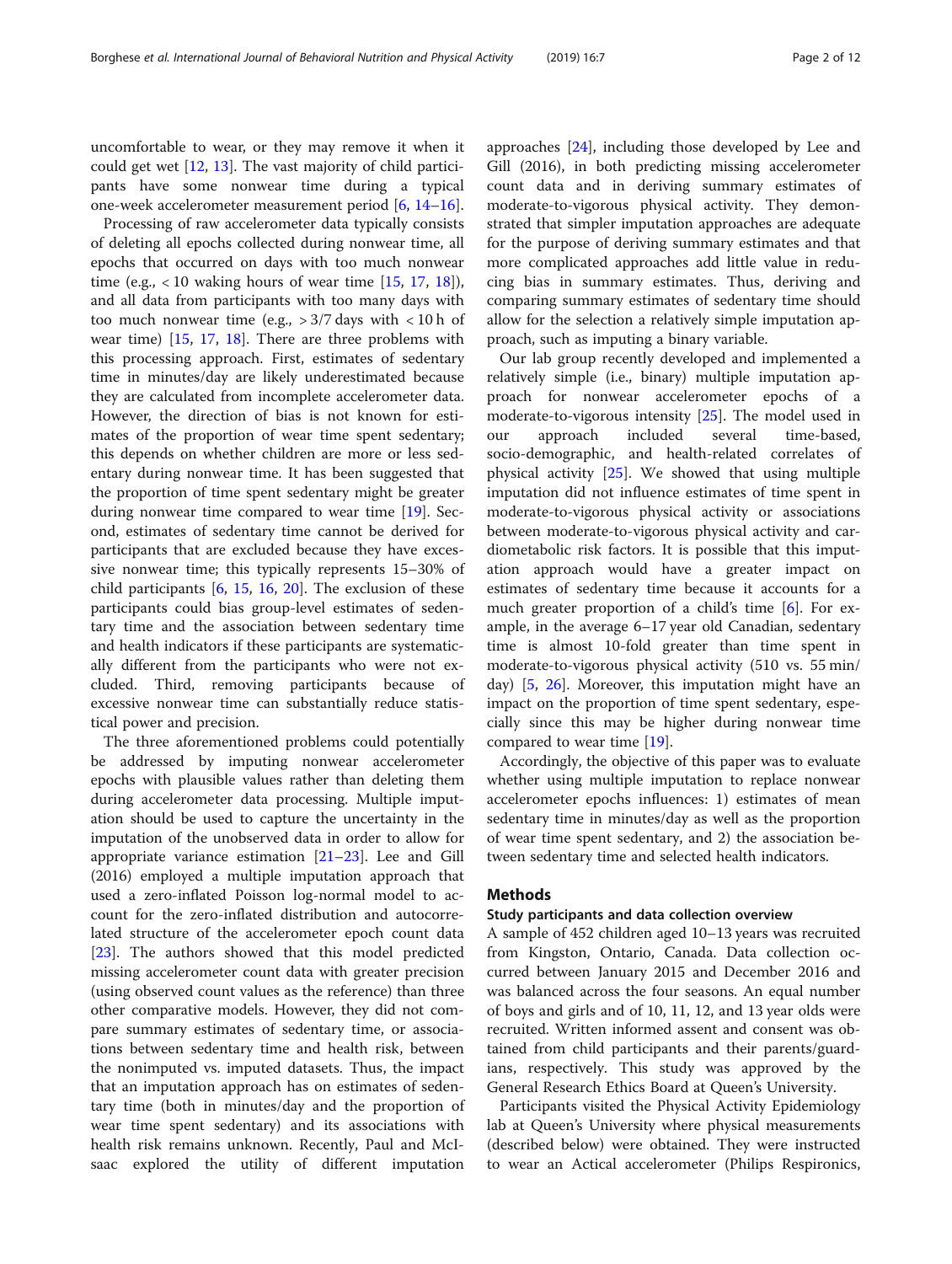uncomfortable to wear, or they may remove it when it could get wet [12, 13]. The vast majority of child participants have some nonwear time during a typical one-week accelerometer measurement period [6, 14–16].

Processing of raw accelerometer data typically consists of deleting all epochs collected during nonwear time, all epochs that occurred on days with too much nonwear time (e.g., < 10 waking hours of wear time [15, 17, 18]), and all data from participants with too many days with too much nonwear time (e.g., > 3/7 days with < 10 h of wear time) [15, 17, 18]. There are three problems with this processing approach. First, estimates of sedentary time in minutes/day are likely underestimated because they are calculated from incomplete accelerometer data. However, the direction of bias is not known for estimates of the proportion of wear time spent sedentary; this depends on whether children are more or less sedentary during nonwear time. It has been suggested that the proportion of time spent sedentary might be greater during nonwear time compared to wear time [19]. Second, estimates of sedentary time cannot be derived for participants that are excluded because they have excessive nonwear time; this typically represents 15–30% of child participants [6, 15, 16, 20]. The exclusion of these participants could bias group-level estimates of sedentary time and the association between sedentary time and health indicators if these participants are systematically different from the participants who were not excluded. Third, removing participants because of excessive nonwear time can substantially reduce statistical power and precision.

The three aforementioned problems could potentially be addressed by imputing nonwear accelerometer epochs with plausible values rather than deleting them during accelerometer data processing. Multiple imputation should be used to capture the uncertainty in the imputation of the unobserved data in order to allow for appropriate variance estimation [21–23]. Lee and Gill (2016) employed a multiple imputation approach that used a zero-inflated Poisson log-normal model to account for the zero-inflated distribution and autocorrelated structure of the accelerometer epoch count data [23]. The authors showed that this model predicted missing accelerometer count data with greater precision (using observed count values as the reference) than three other comparative models. However, they did not compare summary estimates of sedentary time, or associations between sedentary time and health risk, between the nonimputed vs. imputed datasets. Thus, the impact that an imputation approach has on estimates of sedentary time (both in minutes/day and the proportion of wear time spent sedentary) and its associations with health risk remains unknown. Recently, Paul and McIsaac explored the utility of different imputation approaches [24], including those developed by Lee and Gill (2016), in both predicting missing accelerometer count data and in deriving summary estimates of moderate-to-vigorous physical activity. They demonstrated that simpler imputation approaches are adequate for the purpose of deriving summary estimates and that more complicated approaches add little value in reducing bias in summary estimates. Thus, deriving and comparing summary estimates of sedentary time should allow for the selection a relatively simple imputation approach, such as imputing a binary variable.

Our lab group recently developed and implemented a relatively simple (i.e., binary) multiple imputation approach for nonwear accelerometer epochs of a moderate-to-vigorous intensity [25]. The model used in our approach included several time-based, socio-demographic, and health-related correlates of physical activity [25]. We showed that using multiple imputation did not influence estimates of time spent in moderate-to-vigorous physical activity or associations between moderate-to-vigorous physical activity and cardiometabolic risk factors. It is possible that this imputation approach would have a greater impact on estimates of sedentary time because it accounts for a much greater proportion of a child's time [6]. For example, in the average 6–17 year old Canadian, sedentary time is almost 10-fold greater than time spent in moderate-to-vigorous physical activity (510 vs. 55 min/day) [5, 26]. Moreover, this imputation might have an impact on the proportion of time spent sedentary, especially since this may be higher during nonwear time compared to wear time [19].

Accordingly, the objective of this paper was to evaluate whether using multiple imputation to replace nonwear accelerometer epochs influences: 1) estimates of mean sedentary time in minutes/day as well as the proportion of wear time spent sedentary, and 2) the association between sedentary time and selected health indicators.

## Methods

### Study participants and data collection overview

A sample of 452 children aged 10–13 years was recruited from Kingston, Ontario, Canada. Data collection occurred between January 2015 and December 2016 and was balanced across the four seasons. An equal number of boys and girls and of 10, 11, 12, and 13 year olds were recruited. Written informed assent and consent was obtained from child participants and their parents/guardians, respectively. This study was approved by the General Research Ethics Board at Queen's University.

Participants visited the Physical Activity Epidemiology lab at Queen's University where physical measurements (described below) were obtained. They were instructed to wear an Actical accelerometer (Philips Respironics,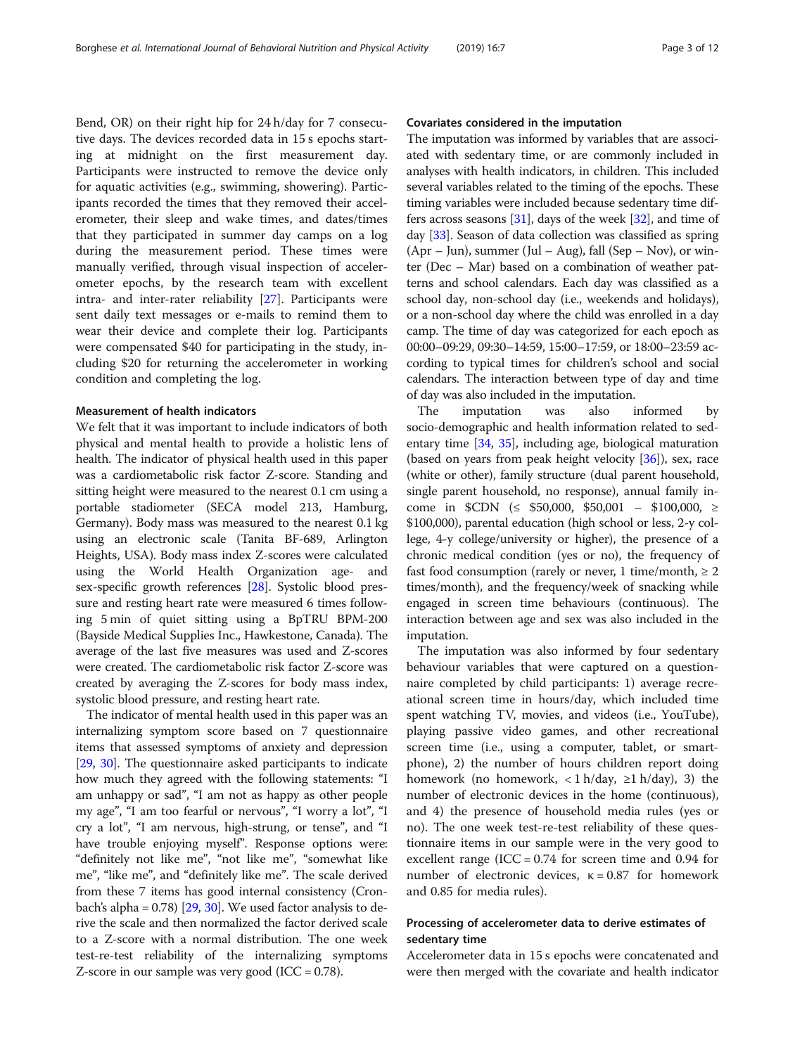Bend, OR) on their right hip for 24 h/day for 7 consecutive days. The devices recorded data in 15 s epochs starting at midnight on the first measurement day. Participants were instructed to remove the device only for aquatic activities (e.g., swimming, showering). Participants recorded the times that they removed their accelerometer, their sleep and wake times, and dates/times that they participated in summer day camps on a log during the measurement period. These times were manually verified, through visual inspection of accelerometer epochs, by the research team with excellent intra- and inter-rater reliability [27]. Participants were sent daily text messages or e-mails to remind them to wear their device and complete their log. Participants were compensated $40 for participating in the study, including $20 for returning the accelerometer in working condition and completing the log.

### Measurement of health indicators

We felt that it was important to include indicators of both physical and mental health to provide a holistic lens of health. The indicator of physical health used in this paper was a cardiometabolic risk factor Z-score. Standing and sitting height were measured to the nearest 0.1 cm using a portable stadiometer (SECA model 213, Hamburg, Germany). Body mass was measured to the nearest 0.1 kg using an electronic scale (Tanita BF-689, Arlington Heights, USA). Body mass index Z-scores were calculated using the World Health Organization age- and sex-specific growth references [28]. Systolic blood pressure and resting heart rate were measured 6 times following 5 min of quiet sitting using a BpTRU BPM-200 (Bayside Medical Supplies Inc., Hawkestone, Canada). The average of the last five measures was used and Z-scores were created. The cardiometabolic risk factor Z-score was created by averaging the Z-scores for body mass index, systolic blood pressure, and resting heart rate.

The indicator of mental health used in this paper was an internalizing symptom score based on 7 questionnaire items that assessed symptoms of anxiety and depression [29, 30]. The questionnaire asked participants to indicate how much they agreed with the following statements: "I am unhappy or sad", "I am not as happy as other people my age", "I am too fearful or nervous", "I worry a lot", "I cry a lot", "I am nervous, high-strung, or tense", and "I have trouble enjoying myself". Response options were: "definitely not like me", "not like me", "somewhat like me", "like me", and "definitely like me". The scale derived from these 7 items has good internal consistency (Cronbach's alpha = 0.78) [29, 30]. We used factor analysis to derive the scale and then normalized the factor derived scale to a Z-score with a normal distribution. The one week test-re-test reliability of the internalizing symptoms Z-score in our sample was very good (ICC = 0.78).

### Covariates considered in the imputation

The imputation was informed by variables that are associated with sedentary time, or are commonly included in analyses with health indicators, in children. This included several variables related to the timing of the epochs. These timing variables were included because sedentary time differs across seasons [31], days of the week [32], and time of day [33]. Season of data collection was classified as spring (Apr – Jun), summer (Jul – Aug), fall (Sep – Nov), or winter (Dec – Mar) based on a combination of weather patterns and school calendars. Each day was classified as a school day, non-school day (i.e., weekends and holidays), or a non-school day where the child was enrolled in a day camp. The time of day was categorized for each epoch as 00:00–09:29, 09:30–14:59, 15:00–17:59, or 18:00–23:59 according to typical times for children's school and social calendars. The interaction between type of day and time of day was also included in the imputation.

The imputation was also informed by socio-demographic and health information related to sedentary time [34, 35], including age, biological maturation (based on years from peak height velocity [36]), sex, race (white or other), family structure (dual parent household, single parent household, no response), annual family income in $CDN (≤ $50,000, $50,001 – $100,000, ≥ $100,000), parental education (high school or less, 2-y college, 4-y college/university or higher), the presence of a chronic medical condition (yes or no), the frequency of fast food consumption (rarely or never, 1 time/month, ≥ 2 times/month), and the frequency/week of snacking while engaged in screen time behaviours (continuous). The interaction between age and sex was also included in the imputation.

The imputation was also informed by four sedentary behaviour variables that were captured on a questionnaire completed by child participants: 1) average recreational screen time in hours/day, which included time spent watching TV, movies, and videos (i.e., YouTube), playing passive video games, and other recreational screen time (i.e., using a computer, tablet, or smartphone), 2) the number of hours children report doing homework (no homework, < 1 h/day, ≥1 h/day), 3) the number of electronic devices in the home (continuous), and 4) the presence of household media rules (yes or no). The one week test-re-test reliability of these questionnaire items in our sample were in the very good to excellent range (ICC = 0.74 for screen time and 0.94 for number of electronic devices, κ = 0.87 for homework and 0.85 for media rules).

### Processing of accelerometer data to derive estimates of sedentary time

Accelerometer data in 15 s epochs were concatenated and were then merged with the covariate and health indicator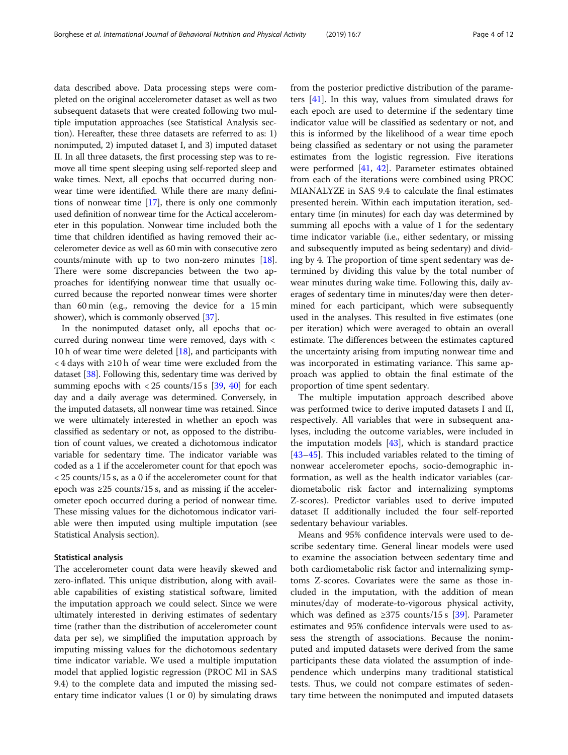data described above. Data processing steps were completed on the original accelerometer dataset as well as two subsequent datasets that were created following two multiple imputation approaches (see Statistical Analysis section). Hereafter, these three datasets are referred to as: 1) nonimputed, 2) imputed dataset I, and 3) imputed dataset II. In all three datasets, the first processing step was to remove all time spent sleeping using self-reported sleep and wake times. Next, all epochs that occurred during nonwear time were identified. While there are many definitions of nonwear time [17], there is only one commonly used definition of nonwear time for the Actical accelerometer in this population. Nonwear time included both the time that children identified as having removed their accelerometer device as well as 60 min with consecutive zero counts/minute with up to two non-zero minutes [18]. There were some discrepancies between the two approaches for identifying nonwear time that usually occurred because the reported nonwear times were shorter than 60 min (e.g., removing the device for a 15 min shower), which is commonly observed [37].

In the nonimputed dataset only, all epochs that occurred during nonwear time were removed, days with < 10 h of wear time were deleted [18], and participants with < 4 days with ≥10 h of wear time were excluded from the dataset [38]. Following this, sedentary time was derived by summing epochs with < 25 counts/15 s [39, 40] for each day and a daily average was determined. Conversely, in the imputed datasets, all nonwear time was retained. Since we were ultimately interested in whether an epoch was classified as sedentary or not, as opposed to the distribution of count values, we created a dichotomous indicator variable for sedentary time. The indicator variable was coded as a 1 if the accelerometer count for that epoch was < 25 counts/15 s, as a 0 if the accelerometer count for that epoch was ≥25 counts/15 s, and as missing if the accelerometer epoch occurred during a period of nonwear time. These missing values for the dichotomous indicator variable were then imputed using multiple imputation (see Statistical Analysis section).

### Statistical analysis

The accelerometer count data were heavily skewed and zero-inflated. This unique distribution, along with available capabilities of existing statistical software, limited the imputation approach we could select. Since we were ultimately interested in deriving estimates of sedentary time (rather than the distribution of accelerometer count data per se), we simplified the imputation approach by imputing missing values for the dichotomous sedentary time indicator variable. We used a multiple imputation model that applied logistic regression (PROC MI in SAS 9.4) to the complete data and imputed the missing sedentary time indicator values (1 or 0) by simulating draws from the posterior predictive distribution of the parameters [41]. In this way, values from simulated draws for each epoch are used to determine if the sedentary time indicator value will be classified as sedentary or not, and this is informed by the likelihood of a wear time epoch being classified as sedentary or not using the parameter estimates from the logistic regression. Five iterations were performed [41, 42]. Parameter estimates obtained from each of the iterations were combined using PROC MIANALYZE in SAS 9.4 to calculate the final estimates presented herein. Within each imputation iteration, sedentary time (in minutes) for each day was determined by summing all epochs with a value of 1 for the sedentary time indicator variable (i.e., either sedentary, or missing and subsequently imputed as being sedentary) and dividing by 4. The proportion of time spent sedentary was determined by dividing this value by the total number of wear minutes during wake time. Following this, daily averages of sedentary time in minutes/day were then determined for each participant, which were subsequently used in the analyses. This resulted in five estimates (one per iteration) which were averaged to obtain an overall estimate. The differences between the estimates captured the uncertainty arising from imputing nonwear time and was incorporated in estimating variance. This same approach was applied to obtain the final estimate of the proportion of time spent sedentary.

The multiple imputation approach described above was performed twice to derive imputed datasets I and II, respectively. All variables that were in subsequent analyses, including the outcome variables, were included in the imputation models [43], which is standard practice [43–45]. This included variables related to the timing of nonwear accelerometer epochs, socio-demographic information, as well as the health indicator variables (cardiometabolic risk factor and internalizing symptoms Z-scores). Predictor variables used to derive imputed dataset II additionally included the four self-reported sedentary behaviour variables.

Means and 95% confidence intervals were used to describe sedentary time. General linear models were used to examine the association between sedentary time and both cardiometabolic risk factor and internalizing symptoms Z-scores. Covariates were the same as those included in the imputation, with the addition of mean minutes/day of moderate-to-vigorous physical activity, which was defined as ≥375 counts/15 s [39]. Parameter estimates and 95% confidence intervals were used to assess the strength of associations. Because the nonimputed and imputed datasets were derived from the same participants these data violated the assumption of independence which underpins many traditional statistical tests. Thus, we could not compare estimates of sedentary time between the nonimputed and imputed datasets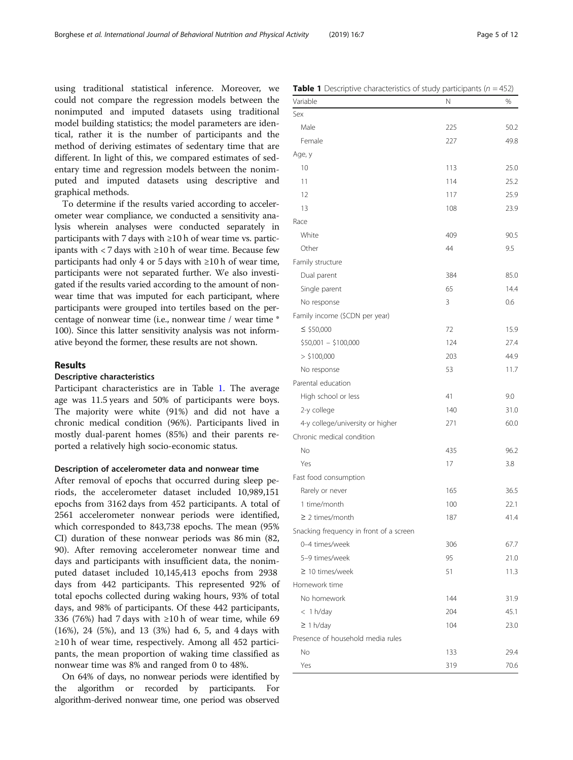using traditional statistical inference. Moreover, we could not compare the regression models between the nonimputed and imputed datasets using traditional model building statistics; the model parameters are identical, rather it is the number of participants and the method of deriving estimates of sedentary time that are different. In light of this, we compared estimates of sedentary time and regression models between the nonimputed and imputed datasets using descriptive and graphical methods.

To determine if the results varied according to accelerometer wear compliance, we conducted a sensitivity analysis wherein analyses were conducted separately in participants with 7 days with ≥10 h of wear time vs. participants with < 7 days with ≥10 h of wear time. Because few participants had only 4 or 5 days with ≥10 h of wear time, participants were not separated further. We also investigated if the results varied according to the amount of nonwear time that was imputed for each participant, where participants were grouped into tertiles based on the percentage of nonwear time (i.e., nonwear time / wear time * 100). Since this latter sensitivity analysis was not informative beyond the former, these results are not shown.

## Results

### Descriptive characteristics

Participant characteristics are in Table 1. The average age was 11.5 years and 50% of participants were boys. The majority were white (91%) and did not have a chronic medical condition (96%). Participants lived in mostly dual-parent homes (85%) and their parents reported a relatively high socio-economic status.

### Description of accelerometer data and nonwear time

After removal of epochs that occurred during sleep periods, the accelerometer dataset included 10,989,151 epochs from 3162 days from 452 participants. A total of 2561 accelerometer nonwear periods were identified, which corresponded to 843,738 epochs. The mean (95% CI) duration of these nonwear periods was 86 min (82, 90). After removing accelerometer nonwear time and days and participants with insufficient data, the nonimputed dataset included 10,145,413 epochs from 2938 days from 442 participants. This represented 92% of total epochs collected during waking hours, 93% of total days, and 98% of participants. Of these 442 participants, 336 (76%) had 7 days with ≥10 h of wear time, while 69 (16%), 24 (5%), and 13 (3%) had 6, 5, and 4 days with ≥10 h of wear time, respectively. Among all 452 participants, the mean proportion of waking time classified as nonwear time was 8% and ranged from 0 to 48%.

On 64% of days, no nonwear periods were identified by the algorithm or recorded by participants. For algorithm-derived nonwear time, one period was observed

**Table 1** Descriptive characteristics of study participants (*n* = 452)

| Variable | N | % |
|---|---|---|
| Sex | | |
| Male | 225 | 50.2 |
| Female | 227 | 49.8 |
| Age, y | | |
| 10 | 113 | 25.0 |
| 11 | 114 | 25.2 |
| 12 | 117 | 25.9 |
| 13 | 108 | 23.9 |
| Race | | |
| White | 409 | 90.5 |
| Other | 44 | 9.5 |
| Family structure | | |
| Dual parent | 384 | 85.0 |
| Single parent | 65 | 14.4 |
| No response | 3 | 0.6 |
| Family income ($CDN per year) | | |
| ≤ $50,000 | 72 | 15.9 |
| $50,001 – $100,000 | 124 | 27.4 |
| > $100,000 | 203 | 44.9 |
| No response | 53 | 11.7 |
| Parental education | | |
| High school or less | 41 | 9.0 |
| 2-y college | 140 | 31.0 |
| 4-y college/university or higher | 271 | 60.0 |
| Chronic medical condition | | |
| No | 435 | 96.2 |
| Yes | 17 | 3.8 |
| Fast food consumption | | |
| Rarely or never | 165 | 36.5 |
| 1 time/month | 100 | 22.1 |
| ≥ 2 times/month | 187 | 41.4 |
| Snacking frequency in front of a screen | | |
| 0–4 times/week | 306 | 67.7 |
| 5–9 times/week | 95 | 21.0 |
| ≥ 10 times/week | 51 | 11.3 |
| Homework time | | |
| No homework | 144 | 31.9 |
| < 1 h/day | 204 | 45.1 |
| ≥ 1 h/day | 104 | 23.0 |
| Presence of household media rules | | |
| No | 133 | 29.4 |
| Yes | 319 | 70.6 |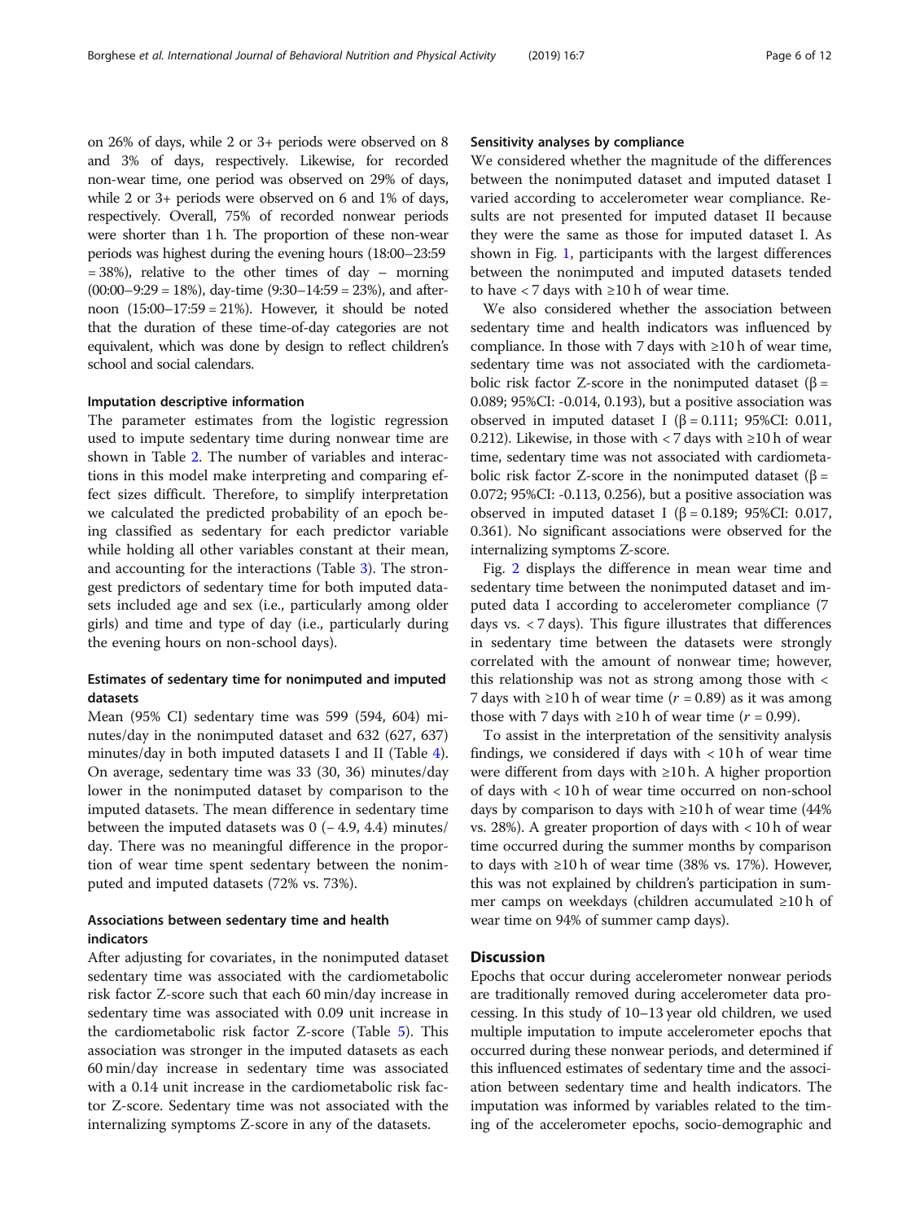on 26% of days, while 2 or 3+ periods were observed on 8 and 3% of days, respectively. Likewise, for recorded non-wear time, one period was observed on 29% of days, while 2 or 3+ periods were observed on 6 and 1% of days, respectively. Overall, 75% of recorded nonwear periods were shorter than 1 h. The proportion of these non-wear periods was highest during the evening hours (18:00–23:59 = 38%), relative to the other times of day – morning (00:00–9:29 = 18%), day-time (9:30–14:59 = 23%), and afternoon (15:00–17:59 = 21%). However, it should be noted that the duration of these time-of-day categories are not equivalent, which was done by design to reflect children's school and social calendars.

#### Imputation descriptive information

The parameter estimates from the logistic regression used to impute sedentary time during nonwear time are shown in Table 2. The number of variables and interactions in this model make interpreting and comparing effect sizes difficult. Therefore, to simplify interpretation we calculated the predicted probability of an epoch being classified as sedentary for each predictor variable while holding all other variables constant at their mean, and accounting for the interactions (Table 3). The strongest predictors of sedentary time for both imputed datasets included age and sex (i.e., particularly among older girls) and time and type of day (i.e., particularly during the evening hours on non-school days).

### Estimates of sedentary time for nonimputed and imputed datasets

Mean (95% CI) sedentary time was 599 (594, 604) minutes/day in the nonimputed dataset and 632 (627, 637) minutes/day in both imputed datasets I and II (Table 4). On average, sedentary time was 33 (30, 36) minutes/day lower in the nonimputed dataset by comparison to the imputed datasets. The mean difference in sedentary time between the imputed datasets was 0 (− 4.9, 4.4) minutes/day. There was no meaningful difference in the proportion of wear time spent sedentary between the nonimputed and imputed datasets (72% vs. 73%).

### Associations between sedentary time and health indicators

After adjusting for covariates, in the nonimputed dataset sedentary time was associated with the cardiometabolic risk factor Z-score such that each 60 min/day increase in sedentary time was associated with 0.09 unit increase in the cardiometabolic risk factor Z-score (Table 5). This association was stronger in the imputed datasets as each 60 min/day increase in sedentary time was associated with a 0.14 unit increase in the cardiometabolic risk factor Z-score. Sedentary time was not associated with the internalizing symptoms Z-score in any of the datasets.

#### Sensitivity analyses by compliance

We considered whether the magnitude of the differences between the nonimputed dataset and imputed dataset I varied according to accelerometer wear compliance. Results are not presented for imputed dataset II because they were the same as those for imputed dataset I. As shown in Fig. 1, participants with the largest differences between the nonimputed and imputed datasets tended to have < 7 days with ≥10 h of wear time.

We also considered whether the association between sedentary time and health indicators was influenced by compliance. In those with 7 days with ≥10 h of wear time, sedentary time was not associated with the cardiometabolic risk factor Z-score in the nonimputed dataset (β = 0.089; 95%CI: -0.014, 0.193), but a positive association was observed in imputed dataset I (β = 0.111; 95%CI: 0.011, 0.212). Likewise, in those with < 7 days with ≥10 h of wear time, sedentary time was not associated with cardiometabolic risk factor Z-score in the nonimputed dataset (β = 0.072; 95%CI: -0.113, 0.256), but a positive association was observed in imputed dataset I (β = 0.189; 95%CI: 0.017, 0.361). No significant associations were observed for the internalizing symptoms Z-score.

Fig. 2 displays the difference in mean wear time and sedentary time between the nonimputed dataset and imputed data I according to accelerometer compliance (7 days vs. < 7 days). This figure illustrates that differences in sedentary time between the datasets were strongly correlated with the amount of nonwear time; however, this relationship was not as strong among those with < 7 days with ≥10 h of wear time ($r$ = 0.89) as it was among those with 7 days with ≥10 h of wear time ($r$ = 0.99).

To assist in the interpretation of the sensitivity analysis findings, we considered if days with < 10 h of wear time were different from days with ≥10 h. A higher proportion of days with < 10 h of wear time occurred on non-school days by comparison to days with ≥10 h of wear time (44% vs. 28%). A greater proportion of days with < 10 h of wear time occurred during the summer months by comparison to days with ≥10 h of wear time (38% vs. 17%). However, this was not explained by children's participation in summer camps on weekdays (children accumulated ≥10 h of wear time on 94% of summer camp days).

## Discussion

Epochs that occur during accelerometer nonwear periods are traditionally removed during accelerometer data processing. In this study of 10–13 year old children, we used multiple imputation to impute accelerometer epochs that occurred during these nonwear periods, and determined if this influenced estimates of sedentary time and the association between sedentary time and health indicators. The imputation was informed by variables related to the timing of the accelerometer epochs, socio-demographic and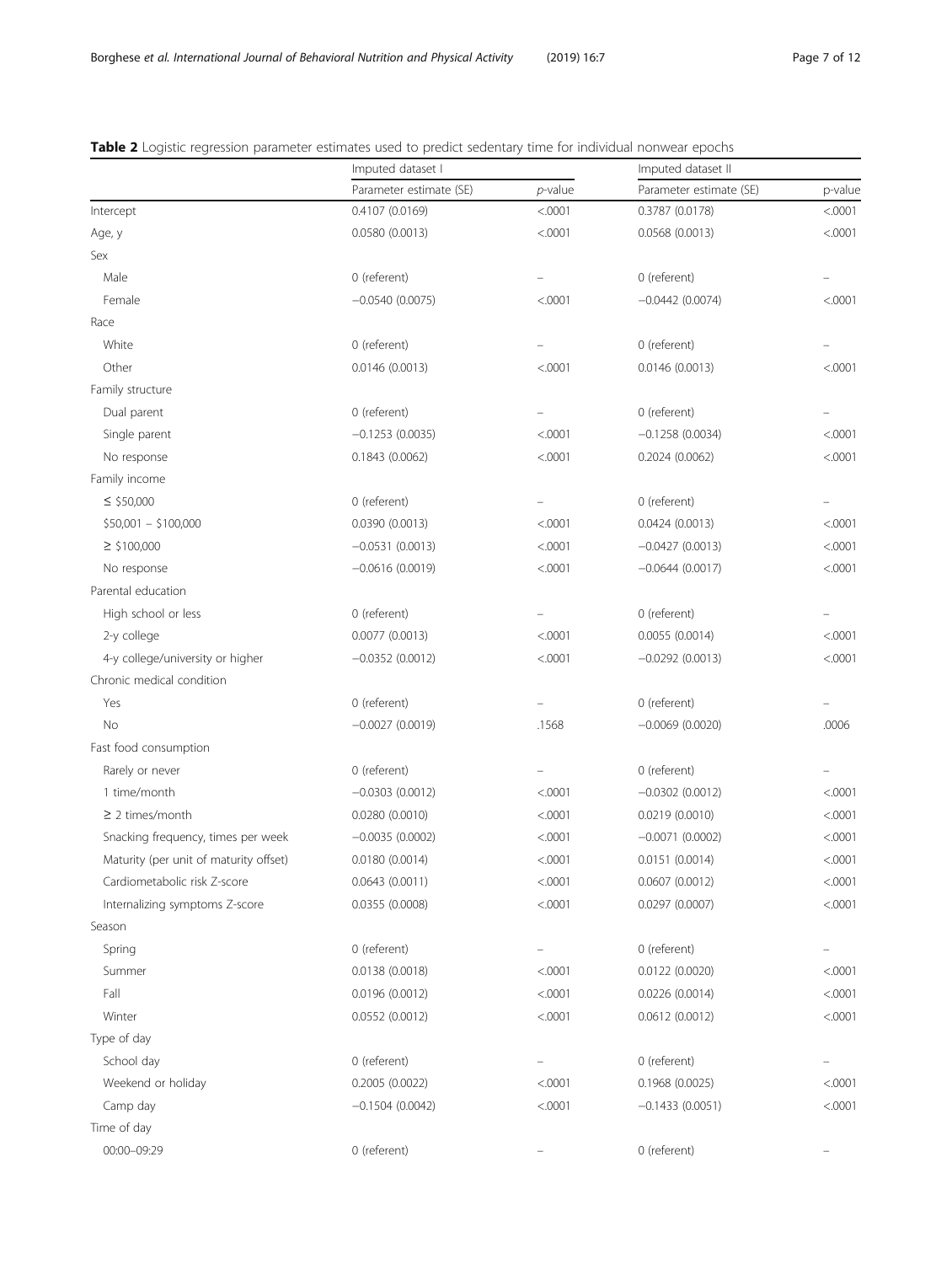**Table 2** Logistic regression parameter estimates used to predict sedentary time for individual nonwear epochs

| | Imputed dataset I | | Imputed dataset II | |
|---|---|---|---|---|
| | Parameter estimate (SE) | *p*-value | Parameter estimate (SE) | p-value |
| Intercept | 0.4107 (0.0169) | <.0001 | 0.3787 (0.0178) | <.0001 |
| Age, y | 0.0580 (0.0013) | <.0001 | 0.0568 (0.0013) | <.0001 |
| Sex | | | | |
| Male | 0 (referent) | – | 0 (referent) | – |
| Female | −0.0540 (0.0075) | <.0001 | −0.0442 (0.0074) | <.0001 |
| Race | | | | |
| White | 0 (referent) | – | 0 (referent) | – |
| Other | 0.0146 (0.0013) | <.0001 | 0.0146 (0.0013) | <.0001 |
| Family structure | | | | |
| Dual parent | 0 (referent) | – | 0 (referent) | – |
| Single parent | −0.1253 (0.0035) | <.0001 | −0.1258 (0.0034) | <.0001 |
| No response | 0.1843 (0.0062) | <.0001 | 0.2024 (0.0062) | <.0001 |
| Family income | | | | |
| ≤ \$50,000 | 0 (referent) | – | 0 (referent) | – |
| \$50,001 – \$100,000 | 0.0390 (0.0013) | <.0001 | 0.0424 (0.0013) | <.0001 |
| ≥ \$100,000 | −0.0531 (0.0013) | <.0001 | −0.0427 (0.0013) | <.0001 |
| No response | −0.0616 (0.0019) | <.0001 | −0.0644 (0.0017) | <.0001 |
| Parental education | | | | |
| High school or less | 0 (referent) | – | 0 (referent) | – |
| 2-y college | 0.0077 (0.0013) | <.0001 | 0.0055 (0.0014) | <.0001 |
| 4-y college/university or higher | −0.0352 (0.0012) | <.0001 | −0.0292 (0.0013) | <.0001 |
| Chronic medical condition | | | | |
| Yes | 0 (referent) | – | 0 (referent) | – |
| No | −0.0027 (0.0019) | .1568 | −0.0069 (0.0020) | .0006 |
| Fast food consumption | | | | |
| Rarely or never | 0 (referent) | – | 0 (referent) | – |
| 1 time/month | −0.0303 (0.0012) | <.0001 | −0.0302 (0.0012) | <.0001 |
| ≥ 2 times/month | 0.0280 (0.0010) | <.0001 | 0.0219 (0.0010) | <.0001 |
| Snacking frequency, times per week | −0.0035 (0.0002) | <.0001 | −0.0071 (0.0002) | <.0001 |
| Maturity (per unit of maturity offset) | 0.0180 (0.0014) | <.0001 | 0.0151 (0.0014) | <.0001 |
| Cardiometabolic risk Z-score | 0.0643 (0.0011) | <.0001 | 0.0607 (0.0012) | <.0001 |
| Internalizing symptoms Z-score | 0.0355 (0.0008) | <.0001 | 0.0297 (0.0007) | <.0001 |
| Season | | | | |
| Spring | 0 (referent) | – | 0 (referent) | – |
| Summer | 0.0138 (0.0018) | <.0001 | 0.0122 (0.0020) | <.0001 |
| Fall | 0.0196 (0.0012) | <.0001 | 0.0226 (0.0014) | <.0001 |
| Winter | 0.0552 (0.0012) | <.0001 | 0.0612 (0.0012) | <.0001 |
| Type of day | | | | |
| School day | 0 (referent) | – | 0 (referent) | – |
| Weekend or holiday | 0.2005 (0.0022) | <.0001 | 0.1968 (0.0025) | <.0001 |
| Camp day | −0.1504 (0.0042) | <.0001 | −0.1433 (0.0051) | <.0001 |
| Time of day | | | | |
| 00:00–09:29 | 0 (referent) | – | 0 (referent) | – |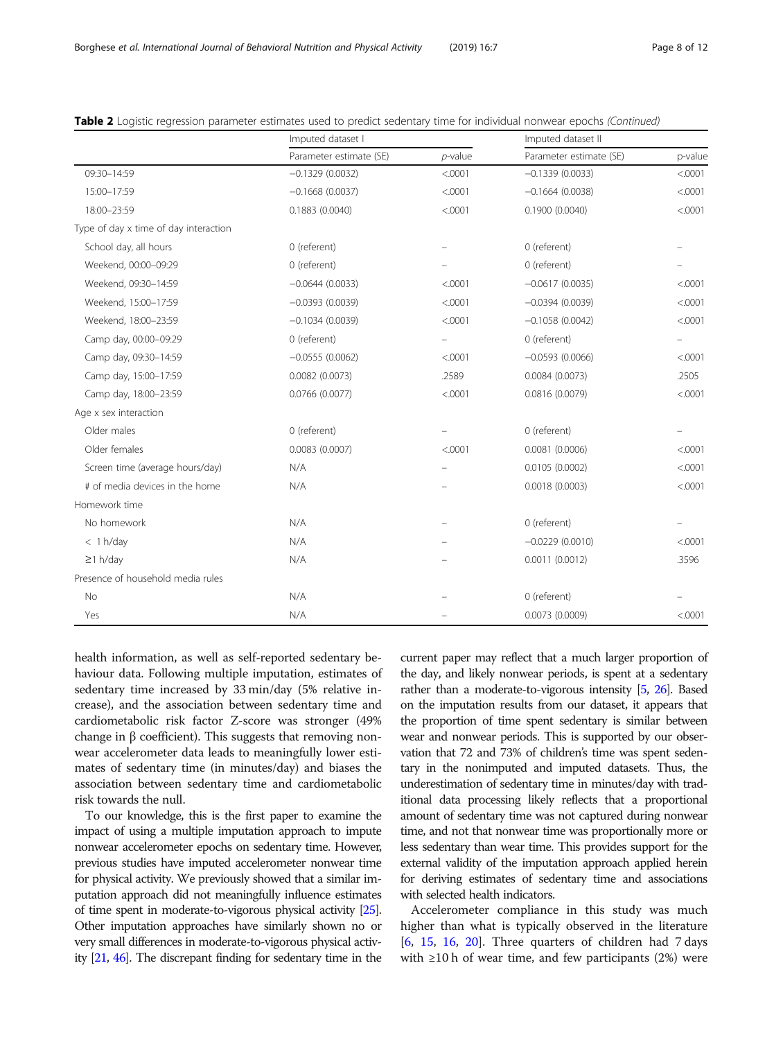**Table 2** Logistic regression parameter estimates used to predict sedentary time for individual nonwear epochs *(Continued)*

| | Imputed dataset I | | Imputed dataset II | |
|---|---|---|---|---|
| | Parameter estimate (SE) | *p*-value | Parameter estimate (SE) | p-value |
| 09:30–14:59 | −0.1329 (0.0032) | <.0001 | −0.1339 (0.0033) | <.0001 |
| 15:00–17:59 | −0.1668 (0.0037) | <.0001 | −0.1664 (0.0038) | <.0001 |
| 18:00–23:59 | 0.1883 (0.0040) | <.0001 | 0.1900 (0.0040) | <.0001 |
| Type of day x time of day interaction | | | | |
| School day, all hours | 0 (referent) | – | 0 (referent) | – |
| Weekend, 00:00–09:29 | 0 (referent) | – | 0 (referent) | – |
| Weekend, 09:30–14:59 | −0.0644 (0.0033) | <.0001 | −0.0617 (0.0035) | <.0001 |
| Weekend, 15:00–17:59 | −0.0393 (0.0039) | <.0001 | −0.0394 (0.0039) | <.0001 |
| Weekend, 18:00–23:59 | −0.1034 (0.0039) | <.0001 | −0.1058 (0.0042) | <.0001 |
| Camp day, 00:00–09:29 | 0 (referent) | – | 0 (referent) | – |
| Camp day, 09:30–14:59 | −0.0555 (0.0062) | <.0001 | −0.0593 (0.0066) | <.0001 |
| Camp day, 15:00–17:59 | 0.0082 (0.0073) | .2589 | 0.0084 (0.0073) | .2505 |
| Camp day, 18:00–23:59 | 0.0766 (0.0077) | <.0001 | 0.0816 (0.0079) | <.0001 |
| Age x sex interaction | | | | |
| Older males | 0 (referent) | – | 0 (referent) | – |
| Older females | 0.0083 (0.0007) | <.0001 | 0.0081 (0.0006) | <.0001 |
| Screen time (average hours/day) | N/A | – | 0.0105 (0.0002) | <.0001 |
| # of media devices in the home | N/A | – | 0.0018 (0.0003) | <.0001 |
| Homework time | | | | |
| No homework | N/A | – | 0 (referent) | – |
| < 1 h/day | N/A | – | −0.0229 (0.0010) | <.0001 |
| ≥1 h/day | N/A | – | 0.0011 (0.0012) | .3596 |
| Presence of household media rules | | | | |
| No | N/A | – | 0 (referent) | – |
| Yes | N/A | – | 0.0073 (0.0009) | <.0001 |

health information, as well as self-reported sedentary behaviour data. Following multiple imputation, estimates of sedentary time increased by 33 min/day (5% relative increase), and the association between sedentary time and cardiometabolic risk factor Z-score was stronger (49% change in β coefficient). This suggests that removing nonwear accelerometer data leads to meaningfully lower estimates of sedentary time (in minutes/day) and biases the association between sedentary time and cardiometabolic risk towards the null.

To our knowledge, this is the first paper to examine the impact of using a multiple imputation approach to impute nonwear accelerometer epochs on sedentary time. However, previous studies have imputed accelerometer nonwear time for physical activity. We previously showed that a similar imputation approach did not meaningfully influence estimates of time spent in moderate-to-vigorous physical activity [25]. Other imputation approaches have similarly shown no or very small differences in moderate-to-vigorous physical activity [21, 46]. The discrepant finding for sedentary time in the current paper may reflect that a much larger proportion of the day, and likely nonwear periods, is spent at a sedentary rather than a moderate-to-vigorous intensity [5, 26]. Based on the imputation results from our dataset, it appears that the proportion of time spent sedentary is similar between wear and nonwear periods. This is supported by our observation that 72 and 73% of children's time was spent sedentary in the nonimputed and imputed datasets. Thus, the underestimation of sedentary time in minutes/day with traditional data processing likely reflects that a proportional amount of sedentary time was not captured during nonwear time, and not that nonwear time was proportionally more or less sedentary than wear time. This provides support for the external validity of the imputation approach applied herein for deriving estimates of sedentary time and associations with selected health indicators.

Accelerometer compliance in this study was much higher than what is typically observed in the literature [6, 15, 16, 20]. Three quarters of children had 7 days with ≥10 h of wear time, and few participants (2%) were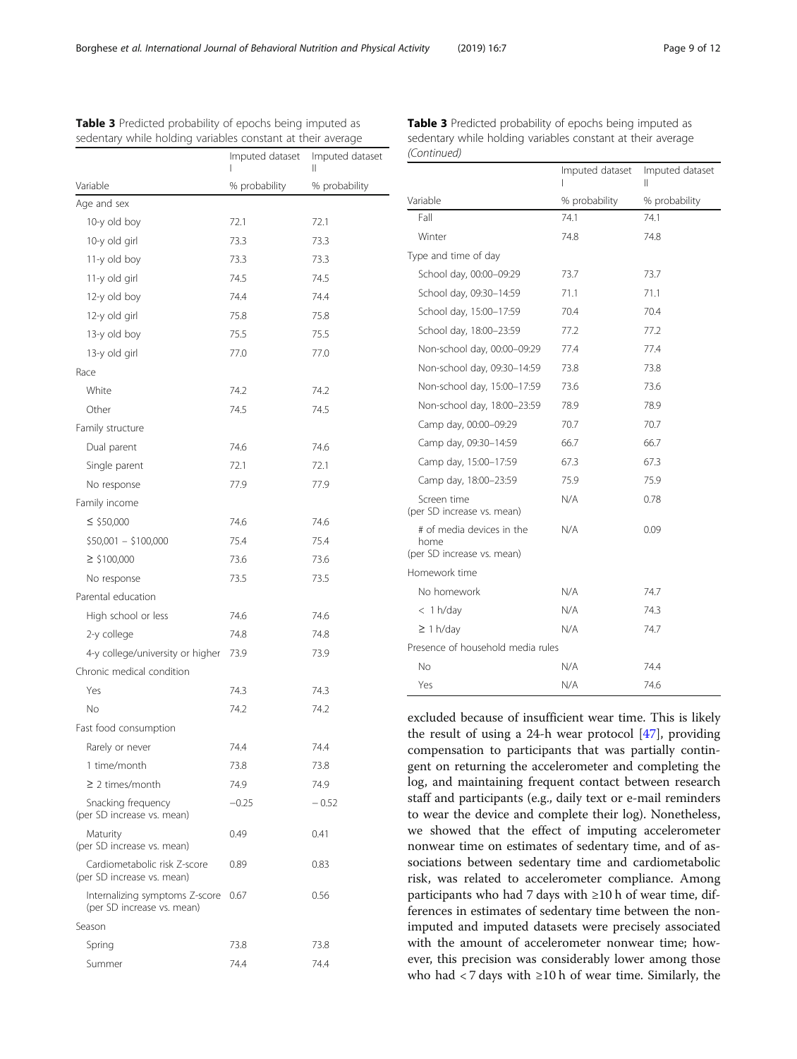**Table 3** Predicted probability of epochs being imputed as sedentary while holding variables constant at their average

| Variable | Imputed dataset I | Imputed dataset II |
|---|---|---|
| | % probability | % probability |
| Age and sex | | |
| 10-y old boy | 72.1 | 72.1 |
| 10-y old girl | 73.3 | 73.3 |
| 11-y old boy | 73.3 | 73.3 |
| 11-y old girl | 74.5 | 74.5 |
| 12-y old boy | 74.4 | 74.4 |
| 12-y old girl | 75.8 | 75.8 |
| 13-y old boy | 75.5 | 75.5 |
| 13-y old girl | 77.0 | 77.0 |
| Race | | |
| White | 74.2 | 74.2 |
| Other | 74.5 | 74.5 |
| Family structure | | |
| Dual parent | 74.6 | 74.6 |
| Single parent | 72.1 | 72.1 |
| No response | 77.9 | 77.9 |
| Family income | | |
| ≤ $50,000 | 74.6 | 74.6 |
| $50,001 – $100,000 | 75.4 | 75.4 |
| ≥ $100,000 | 73.6 | 73.6 |
| No response | 73.5 | 73.5 |
| Parental education | | |
| High school or less | 74.6 | 74.6 |
| 2-y college | 74.8 | 74.8 |
| 4-y college/university or higher | 73.9 | 73.9 |
| Chronic medical condition | | |
| Yes | 74.3 | 74.3 |
| No | 74.2 | 74.2 |
| Fast food consumption | | |
| Rarely or never | 74.4 | 74.4 |
| 1 time/month | 73.8 | 73.8 |
| ≥ 2 times/month | 74.9 | 74.9 |
| Snacking frequency (per SD increase vs. mean) | −0.25 | − 0.52 |
| Maturity (per SD increase vs. mean) | 0.49 | 0.41 |
| Cardiometabolic risk Z-score (per SD increase vs. mean) | 0.89 | 0.83 |
| Internalizing symptoms Z-score (per SD increase vs. mean) | 0.67 | 0.56 |
| Season | | |
| Spring | 73.8 | 73.8 |
| Summer | 74.4 | 74.4 |
| Fall | 74.1 | 74.1 |
| Winter | 74.8 | 74.8 |
| Type and time of day | | |
| School day, 00:00–09:29 | 73.7 | 73.7 |
| School day, 09:30–14:59 | 71.1 | 71.1 |
| School day, 15:00–17:59 | 70.4 | 70.4 |
| School day, 18:00–23:59 | 77.2 | 77.2 |
| Non-school day, 00:00–09:29 | 77.4 | 77.4 |
| Non-school day, 09:30–14:59 | 73.8 | 73.8 |
| Non-school day, 15:00–17:59 | 73.6 | 73.6 |
| Non-school day, 18:00–23:59 | 78.9 | 78.9 |
| Camp day, 00:00–09:29 | 70.7 | 70.7 |
| Camp day, 09:30–14:59 | 66.7 | 66.7 |
| Camp day, 15:00–17:59 | 67.3 | 67.3 |
| Camp day, 18:00–23:59 | 75.9 | 75.9 |
| Screen time (per SD increase vs. mean) | N/A | 0.78 |
| # of media devices in the home (per SD increase vs. mean) | N/A | 0.09 |
| Homework time | | |
| No homework | N/A | 74.7 |
| < 1 h/day | N/A | 74.3 |
| ≥ 1 h/day | N/A | 74.7 |
| Presence of household media rules | | |
| No | N/A | 74.4 |
| Yes | N/A | 74.6 |

excluded because of insufficient wear time. This is likely the result of using a 24-h wear protocol [47], providing compensation to participants that was partially contingent on returning the accelerometer and completing the log, and maintaining frequent contact between research staff and participants (e.g., daily text or e-mail reminders to wear the device and complete their log). Nonetheless, we showed that the effect of imputing accelerometer nonwear time on estimates of sedentary time, and of associations between sedentary time and cardiometabolic risk, was related to accelerometer compliance. Among participants who had 7 days with ≥10 h of wear time, differences in estimates of sedentary time between the non-imputed and imputed datasets were precisely associated with the amount of accelerometer nonwear time; however, this precision was considerably lower among those who had < 7 days with ≥10 h of wear time. Similarly, the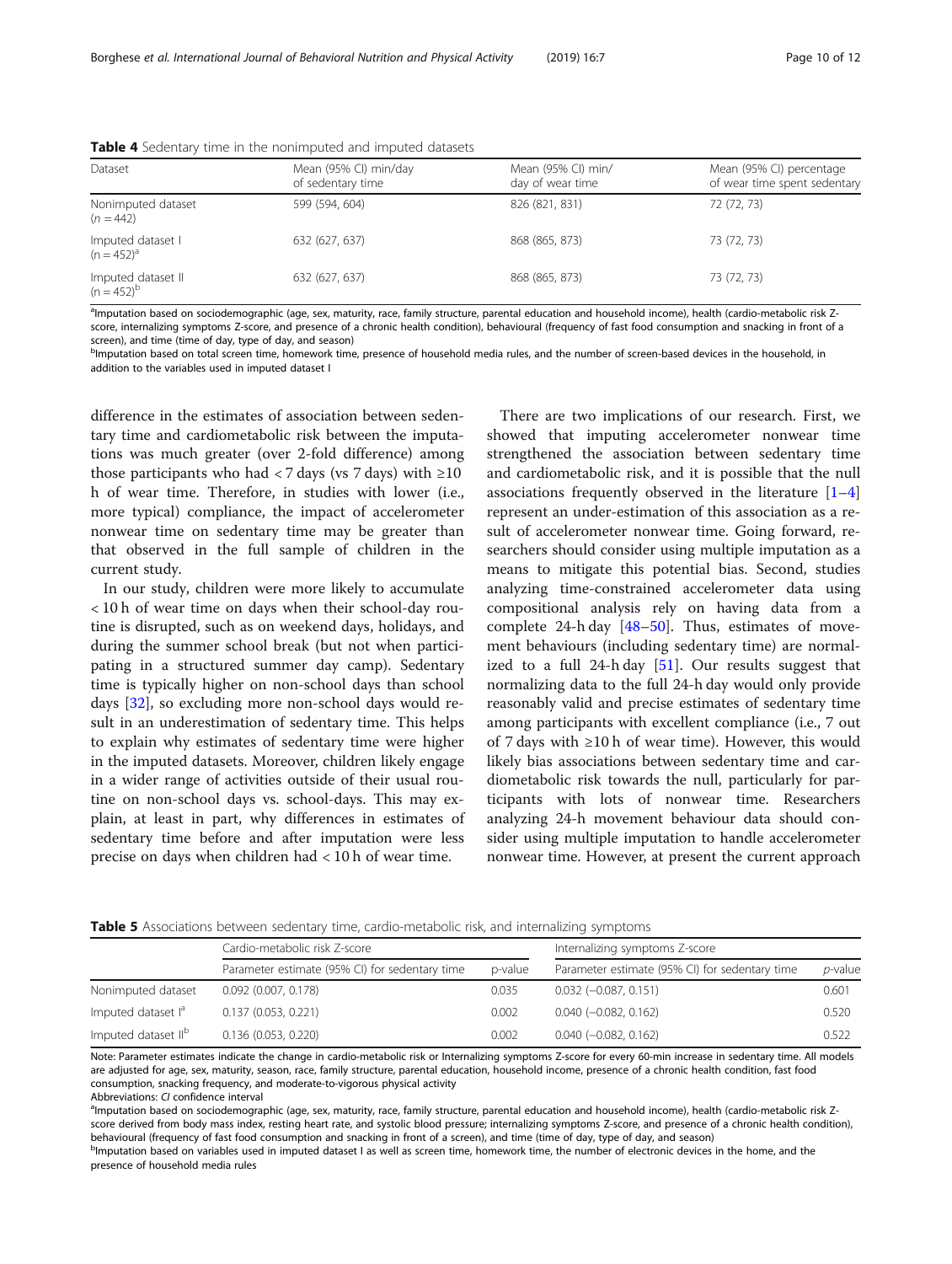**Table 4** Sedentary time in the nonimputed and imputed datasets

| Dataset | Mean (95% CI) min/day of sedentary time | Mean (95% CI) min/ day of wear time | Mean (95% CI) percentage of wear time spent sedentary |
|---|---|---|---|
| Nonimputed dataset (n = 442) | 599 (594, 604) | 826 (821, 831) | 72 (72, 73) |
| Imputed dataset I (n = 452)[a] | 632 (627, 637) | 868 (865, 873) | 73 (72, 73) |
| Imputed dataset II (n = 452)[b] | 632 (627, 637) | 868 (865, 873) | 73 (72, 73) |

[a]Imputation based on sociodemographic (age, sex, maturity, race, family structure, parental education and household income), health (cardio-metabolic risk Z-score, internalizing symptoms Z-score, and presence of a chronic health condition), behavioural (frequency of fast food consumption and snacking in front of a screen), and time (time of day, type of day, and season)

[b]Imputation based on total screen time, homework time, presence of household media rules, and the number of screen-based devices in the household, in addition to the variables used in imputed dataset I

difference in the estimates of association between sedentary time and cardiometabolic risk between the imputations was much greater (over 2-fold difference) among those participants who had < 7 days (vs 7 days) with ≥10 h of wear time. Therefore, in studies with lower (i.e., more typical) compliance, the impact of accelerometer nonwear time on sedentary time may be greater than that observed in the full sample of children in the current study.

In our study, children were more likely to accumulate < 10 h of wear time on days when their school-day routine is disrupted, such as on weekend days, holidays, and during the summer school break (but not when participating in a structured summer day camp). Sedentary time is typically higher on non-school days than school days [32], so excluding more non-school days would result in an underestimation of sedentary time. This helps to explain why estimates of sedentary time were higher in the imputed datasets. Moreover, children likely engage in a wider range of activities outside of their usual routine on non-school days vs. school-days. This may explain, at least in part, why differences in estimates of sedentary time before and after imputation were less precise on days when children had < 10 h of wear time.

There are two implications of our research. First, we showed that imputing accelerometer nonwear time strengthened the association between sedentary time and cardiometabolic risk, and it is possible that the null associations frequently observed in the literature [1–4] represent an under-estimation of this association as a result of accelerometer nonwear time. Going forward, researchers should consider using multiple imputation as a means to mitigate this potential bias. Second, studies analyzing time-constrained accelerometer data using compositional analysis rely on having data from a complete 24-h day [48–50]. Thus, estimates of movement behaviours (including sedentary time) are normalized to a full 24-h day [51]. Our results suggest that normalizing data to the full 24-h day would only provide reasonably valid and precise estimates of sedentary time among participants with excellent compliance (i.e., 7 out of 7 days with ≥10 h of wear time). However, this would likely bias associations between sedentary time and cardiometabolic risk towards the null, particularly for participants with lots of nonwear time. Researchers analyzing 24-h movement behaviour data should consider using multiple imputation to handle accelerometer nonwear time. However, at present the current approach

**Table 5** Associations between sedentary time, cardio-metabolic risk, and internalizing symptoms

| | Cardio-metabolic risk Z-score | | Internalizing symptoms Z-score | |
|---|---|---|---|---|
| | Parameter estimate (95% CI) for sedentary time | p-value | Parameter estimate (95% CI) for sedentary time | *p*-value |
| Nonimputed dataset | 0.092 (0.007, 0.178) | 0.035 | 0.032 (−0.087, 0.151) | 0.601 |
| Imputed dataset I[a] | 0.137 (0.053, 0.221) | 0.002 | 0.040 (−0.082, 0.162) | 0.520 |
| Imputed dataset II[b] | 0.136 (0.053, 0.220) | 0.002 | 0.040 (−0.082, 0.162) | 0.522 |

Note: Parameter estimates indicate the change in cardio-metabolic risk or Internalizing symptoms Z-score for every 60-min increase in sedentary time. All models are adjusted for age, sex, maturity, season, race, family structure, parental education, household income, presence of a chronic health condition, fast food consumption, snacking frequency, and moderate-to-vigorous physical activity

Abbreviations: *CI* confidence interval

[a]Imputation based on sociodemographic (age, sex, maturity, race, family structure, parental education and household income), health (cardio-metabolic risk Z-score derived from body mass index, resting heart rate, and systolic blood pressure; internalizing symptoms Z-score, and presence of a chronic health condition), behavioural (frequency of fast food consumption and snacking in front of a screen), and time (time of day, type of day, and season)

[b]Imputation based on variables used in imputed dataset I as well as screen time, homework time, the number of electronic devices in the home, and the presence of household media rules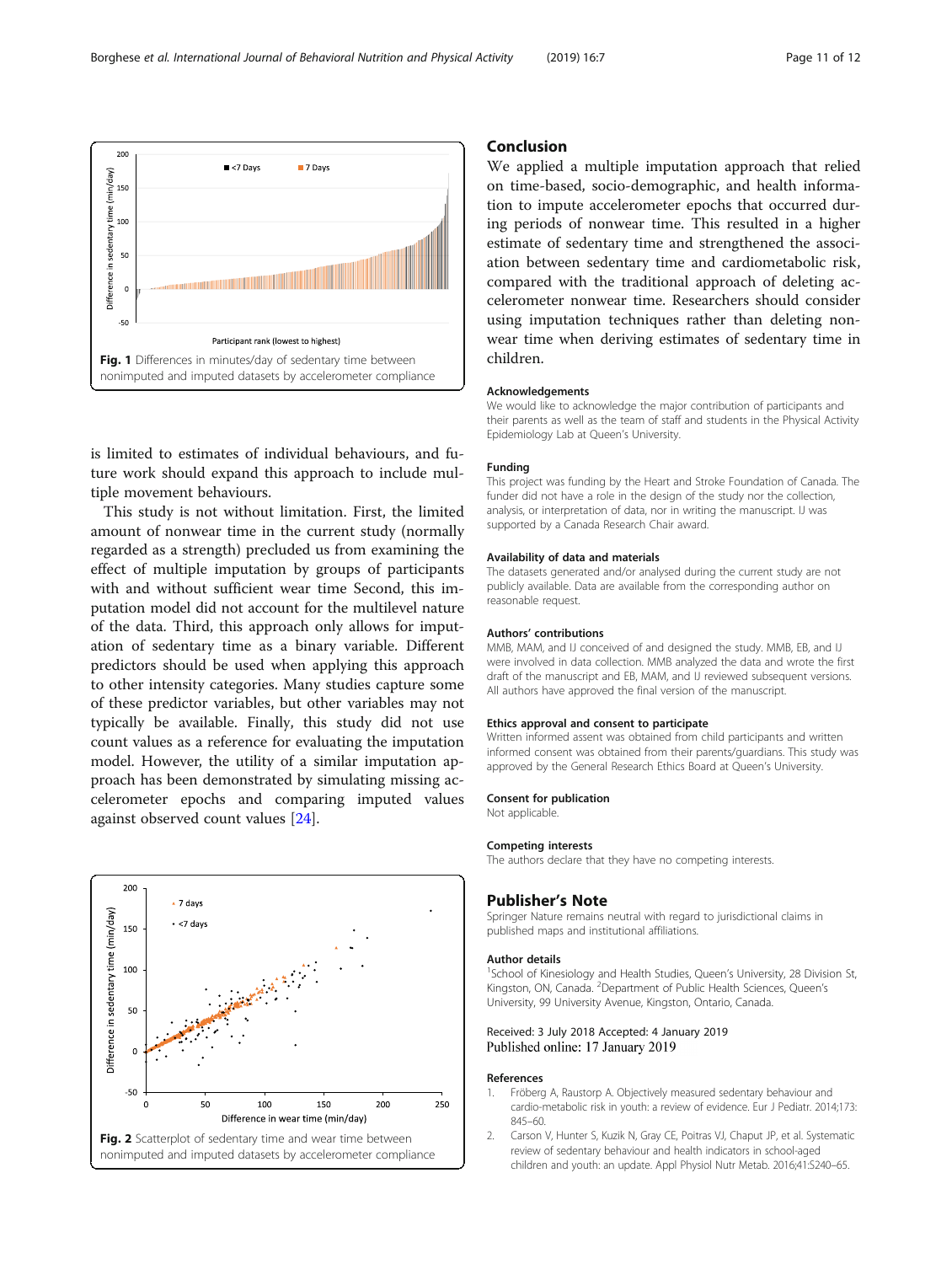Fig. 1 Differences in minutes/day of sedentary time between nonimputed and imputed datasets by accelerometer compliance

is limited to estimates of individual behaviours, and future work should expand this approach to include multiple movement behaviours.

This study is not without limitation. First, the limited amount of nonwear time in the current study (normally regarded as a strength) precluded us from examining the effect of multiple imputation by groups of participants with and without sufficient wear time Second, this imputation model did not account for the multilevel nature of the data. Third, this approach only allows for imputation of sedentary time as a binary variable. Different predictors should be used when applying this approach to other intensity categories. Many studies capture some of these predictor variables, but other variables may not typically be available. Finally, this study did not use count values as a reference for evaluating the imputation model. However, the utility of a similar imputation approach has been demonstrated by simulating missing accelerometer epochs and comparing imputed values against observed count values [24].

Fig. 2 Scatterplot of sedentary time and wear time between nonimputed and imputed datasets by accelerometer compliance

## Conclusion

We applied a multiple imputation approach that relied on time-based, socio-demographic, and health information to impute accelerometer epochs that occurred during periods of nonwear time. This resulted in a higher estimate of sedentary time and strengthened the association between sedentary time and cardiometabolic risk, compared with the traditional approach of deleting accelerometer nonwear time. Researchers should consider using imputation techniques rather than deleting nonwear time when deriving estimates of sedentary time in children.

### Acknowledgements

We would like to acknowledge the major contribution of participants and their parents as well as the team of staff and students in the Physical Activity Epidemiology Lab at Queen's University.

### Funding

This project was funding by the Heart and Stroke Foundation of Canada. The funder did not have a role in the design of the study nor the collection, analysis, or interpretation of data, nor in writing the manuscript. IJ was supported by a Canada Research Chair award.

### Availability of data and materials

The datasets generated and/or analysed during the current study are not publicly available. Data are available from the corresponding author on reasonable request.

### Authors' contributions

MMB, MAM, and IJ conceived of and designed the study. MMB, EB, and IJ were involved in data collection. MMB analyzed the data and wrote the first draft of the manuscript and EB, MAM, and IJ reviewed subsequent versions. All authors have approved the final version of the manuscript.

### Ethics approval and consent to participate

Written informed assent was obtained from child participants and written informed consent was obtained from their parents/guardians. This study was approved by the General Research Ethics Board at Queen's University.

### Consent for publication

Not applicable.

### Competing interests

The authors declare that they have no competing interests.

## Publisher's Note

Springer Nature remains neutral with regard to jurisdictional claims in published maps and institutional affiliations.

### Author details

[1]School of Kinesiology and Health Studies, Queen's University, 28 Division St, Kingston, ON, Canada. [2]Department of Public Health Sciences, Queen's University, 99 University Avenue, Kingston, Ontario, Canada.

Received: 3 July 2018 Accepted: 4 January 2019
Published online: 17 January 2019

### References

1. Fröberg A, Raustorp A. Objectively measured sedentary behaviour and cardio-metabolic risk in youth: a review of evidence. Eur J Pediatr. 2014;173:845–60.
2. Carson V, Hunter S, Kuzik N, Gray CE, Poitras VJ, Chaput JP, et al. Systematic review of sedentary behaviour and health indicators in school-aged children and youth: an update. Appl Physiol Nutr Metab. 2016;41:S240–65.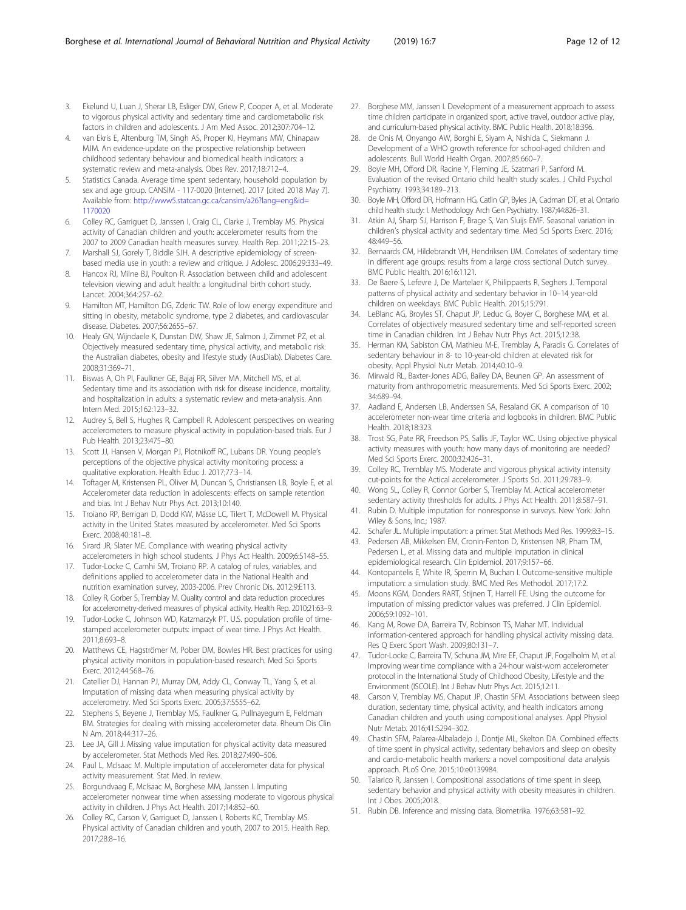3. Ekelund U, Luan J, Sherar LB, Esliger DW, Griew P, Cooper A, et al. Moderate to vigorous physical activity and sedentary time and cardiometabolic risk factors in children and adolescents. J Am Med Assoc. 2012;307:704–12.
4. van Ekris E, Altenburg TM, Singh AS, Proper KI, Heymans MW, Chinapaw MJM. An evidence-update on the prospective relationship between childhood sedentary behaviour and biomedical health indicators: a systematic review and meta-analysis. Obes Rev. 2017;18:712–4.
5. Statistics Canada. Average time spent sedentary, household population by sex and age group. CANSIM - 117-0020 [Internet]. 2017 [cited 2018 May 7]. Available from: http://www5.statcan.gc.ca/cansim/a26?lang=eng&id=1170020
6. Colley RC, Garriguet D, Janssen I, Craig CL, Clarke J, Tremblay MS. Physical activity of Canadian children and youth: accelerometer results from the 2007 to 2009 Canadian health measures survey. Health Rep. 2011;22:15–23.
7. Marshall SJ, Gorely T, Biddle SJH. A descriptive epidemiology of screen-based media use in youth: a review and critique. J Adolesc. 2006;29:333–49.
8. Hancox RJ, Milne BJ, Poulton R. Association between child and adolescent television viewing and adult health: a longitudinal birth cohort study. Lancet. 2004;364:257–62.
9. Hamilton MT, Hamilton DG, Zderic TW. Role of low energy expenditure and sitting in obesity, metabolic syndrome, type 2 diabetes, and cardiovascular disease. Diabetes. 2007;56:2655–67.
10. Healy GN, Wijndaele K, Dunstan DW, Shaw JE, Salmon J, Zimmet PZ, et al. Objectively measured sedentary time, physical activity, and metabolic risk: the Australian diabetes, obesity and lifestyle study (AusDiab). Diabetes Care. 2008;31:369–71.
11. Biswas A, Oh PI, Faulkner GE, Bajaj RR, Silver MA, Mitchell MS, et al. Sedentary time and its association with risk for disease incidence, mortality, and hospitalization in adults: a systematic review and meta-analysis. Ann Intern Med. 2015;162:123–32.
12. Audrey S, Bell S, Hughes R, Campbell R. Adolescent perspectives on wearing accelerometers to measure physical activity in population-based trials. Eur J Pub Health. 2013;23:475–80.
13. Scott JJ, Hansen V, Morgan PJ, Plotnikoff RC, Lubans DR. Young people's perceptions of the objective physical activity monitoring process: a qualitative exploration. Health Educ J. 2017;77:3–14.
14. Toftager M, Kristensen PL, Oliver M, Duncan S, Christiansen LB, Boyle E, et al. Accelerometer data reduction in adolescents: effects on sample retention and bias. Int J Behav Nutr Phys Act. 2013;10:140.
15. Troiano RP, Berrigan D, Dodd KW, Mâsse LC, Tilert T, McDowell M. Physical activity in the United States measured by accelerometer. Med Sci Sports Exerc. 2008;40:181–8.
16. Sirard JR, Slater ME. Compliance with wearing physical activity accelerometers in high school students. J Phys Act Health. 2009;6:S148–55.
17. Tudor-Locke C, Camhi SM, Troiano RP. A catalog of rules, variables, and definitions applied to accelerometer data in the National Health and nutrition examination survey, 2003-2006. Prev Chronic Dis. 2012;9:E113.
18. Colley R, Gorber S, Tremblay M. Quality control and data reduction procedures for accelerometry-derived measures of physical activity. Health Rep. 2010;21:63–9.
19. Tudor-Locke C, Johnson WD, Katzmarzyk PT. U.S. population profile of time-stamped accelerometer outputs: impact of wear time. J Phys Act Health. 2011;8:693–8.
20. Matthews CE, Hagströmer M, Pober DM, Bowles HR. Best practices for using physical activity monitors in population-based research. Med Sci Sports Exerc. 2012;44:S68–76.
21. Catellier DJ, Hannan PJ, Murray DM, Addy CL, Conway TL, Yang S, et al. Imputation of missing data when measuring physical activity by accelerometry. Med Sci Sports Exerc. 2005;37:S555–62.
22. Stephens S, Beyene J, Tremblay MS, Faulkner G, Pullnayegum E, Feldman BM. Strategies for dealing with missing accelerometer data. Rheum Dis Clin N Am. 2018;44:317–26.
23. Lee JA, Gill J. Missing value imputation for physical activity data measured by accelerometer. Stat Methods Med Res. 2018;27:490–506.
24. Paul L, McIsaac M. Multiple imputation of accelerometer data for physical activity measurement. Stat Med. In review.
25. Borgundvaag E, McIsaac M, Borghese MM, Janssen I. Imputing accelerometer nonwear time when assessing moderate to vigorous physical activity in children. J Phys Act Health. 2017;14:852–60.
26. Colley RC, Carson V, Garriguet D, Janssen I, Roberts KC, Tremblay MS. Physical activity of Canadian children and youth, 2007 to 2015. Health Rep. 2017;28:8–16.
27. Borghese MM, Janssen I. Development of a measurement approach to assess time children participate in organized sport, active travel, outdoor active play, and curriculum-based physical activity. BMC Public Health. 2018;18:396.
28. de Onis M, Onyango AW, Borghi E, Siyam A, Nishida C, Siekmann J. Development of a WHO growth reference for school-aged children and adolescents. Bull World Health Organ. 2007;85:660–7.
29. Boyle MH, Offord DR, Racine Y, Fleming JE, Szatmari P, Sanford M. Evaluation of the revised Ontario child health study scales. J Child Psychol Psychiatry. 1993;34:189–213.
30. Boyle MH, Offord DR, Hofmann HG, Catlin GP, Byles JA, Cadman DT, et al. Ontario child health study: I. Methodology Arch Gen Psychiatry. 1987;44:826–31.
31. Atkin AJ, Sharp SJ, Harrison F, Brage S, Van Sluijs EMF. Seasonal variation in children's physical activity and sedentary time. Med Sci Sports Exerc. 2016;48:449–56.
32. Bernaards CM, Hildebrandt VH, Hendriksen IJM. Correlates of sedentary time in different age groups: results from a large cross sectional Dutch survey. BMC Public Health. 2016;16:1121.
33. De Baere S, Lefevre J, De Martelaer K, Philippaerts R, Seghers J. Temporal patterns of physical activity and sedentary behavior in 10–14 year-old children on weekdays. BMC Public Health. 2015;15:791.
34. LeBlanc AG, Broyles ST, Chaput JP, Leduc G, Boyer C, Borghese MM, et al. Correlates of objectively measured sedentary time and self-reported screen time in Canadian children. Int J Behav Nutr Phys Act. 2015;12:38.
35. Herman KM, Sabiston CM, Mathieu M-E, Tremblay A, Paradis G. Correlates of sedentary behaviour in 8- to 10-year-old children at elevated risk for obesity. Appl Physiol Nutr Metab. 2014;40:10–9.
36. Mirwald RL, Baxter-Jones ADG, Bailey DA, Beunen GP. An assessment of maturity from anthropometric measurements. Med Sci Sports Exerc. 2002;34:689–94.
37. Aadland E, Andersen LB, Anderssen SA, Resaland GK. A comparison of 10 accelerometer non-wear time criteria and logbooks in children. BMC Public Health. 2018;18:323.
38. Trost SG, Pate RR, Freedson PS, Sallis JF, Taylor WC. Using objective physical activity measures with youth: how many days of monitoring are needed? Med Sci Sports Exerc. 2000;32:426–31.
39. Colley RC, Tremblay MS. Moderate and vigorous physical activity intensity cut-points for the Actical accelerometer. J Sports Sci. 2011;29:783–9.
40. Wong SL, Colley R, Connor Gorber S, Tremblay M. Actical accelerometer sedentary activity thresholds for adults. J Phys Act Health. 2011;8:587–91.
41. Rubin D. Multiple imputation for nonresponse in surveys. New York: John Wiley & Sons, Inc.; 1987.
42. Schafer JL. Multiple imputation: a primer. Stat Methods Med Res. 1999;8:3–15.
43. Pedersen AB, Mikkelsen EM, Cronin-Fenton D, Kristensen NR, Pham TM, Pedersen L, et al. Missing data and multiple imputation in clinical epidemiological research. Clin Epidemiol. 2017;9:157–66.
44. Kontopantelis E, White IR, Sperrin M, Buchan I. Outcome-sensitive multiple imputation: a simulation study. BMC Med Res Methodol. 2017;17:2.
45. Moons KGM, Donders RART, Stijnen T, Harrell FE. Using the outcome for imputation of missing predictor values was preferred. J Clin Epidemiol. 2006;59:1092–101.
46. Kang M, Rowe DA, Barreira TV, Robinson TS, Mahar MT. Individual information-centered approach for handling physical activity missing data. Res Q Exerc Sport Wash. 2009;80:131–7.
47. Tudor-Locke C, Barreira TV, Schuna JM, Mire EF, Chaput JP, Fogelholm M, et al. Improving wear time compliance with a 24-hour waist-worn accelerometer protocol in the International Study of Childhood Obesity, Lifestyle and the Environment (ISCOLE). Int J Behav Nutr Phys Act. 2015;12:11.
48. Carson V, Tremblay MS, Chaput JP, Chastin SFM. Associations between sleep duration, sedentary time, physical activity, and health indicators among Canadian children and youth using compositional analyses. Appl Physiol Nutr Metab. 2016;41:S294–302.
49. Chastin SFM, Palarea-Albaladejo J, Dontje ML, Skelton DA. Combined effects of time spent in physical activity, sedentary behaviors and sleep on obesity and cardio-metabolic health markers: a novel compositional data analysis approach. PLoS One. 2015;10:e0139984.
50. Talarico R, Janssen I. Compositional associations of time spent in sleep, sedentary behavior and physical activity with obesity measures in children. Int J Obes. 2005;2018.
51. Rubin DB. Inference and missing data. Biometrika. 1976;63:581–92.